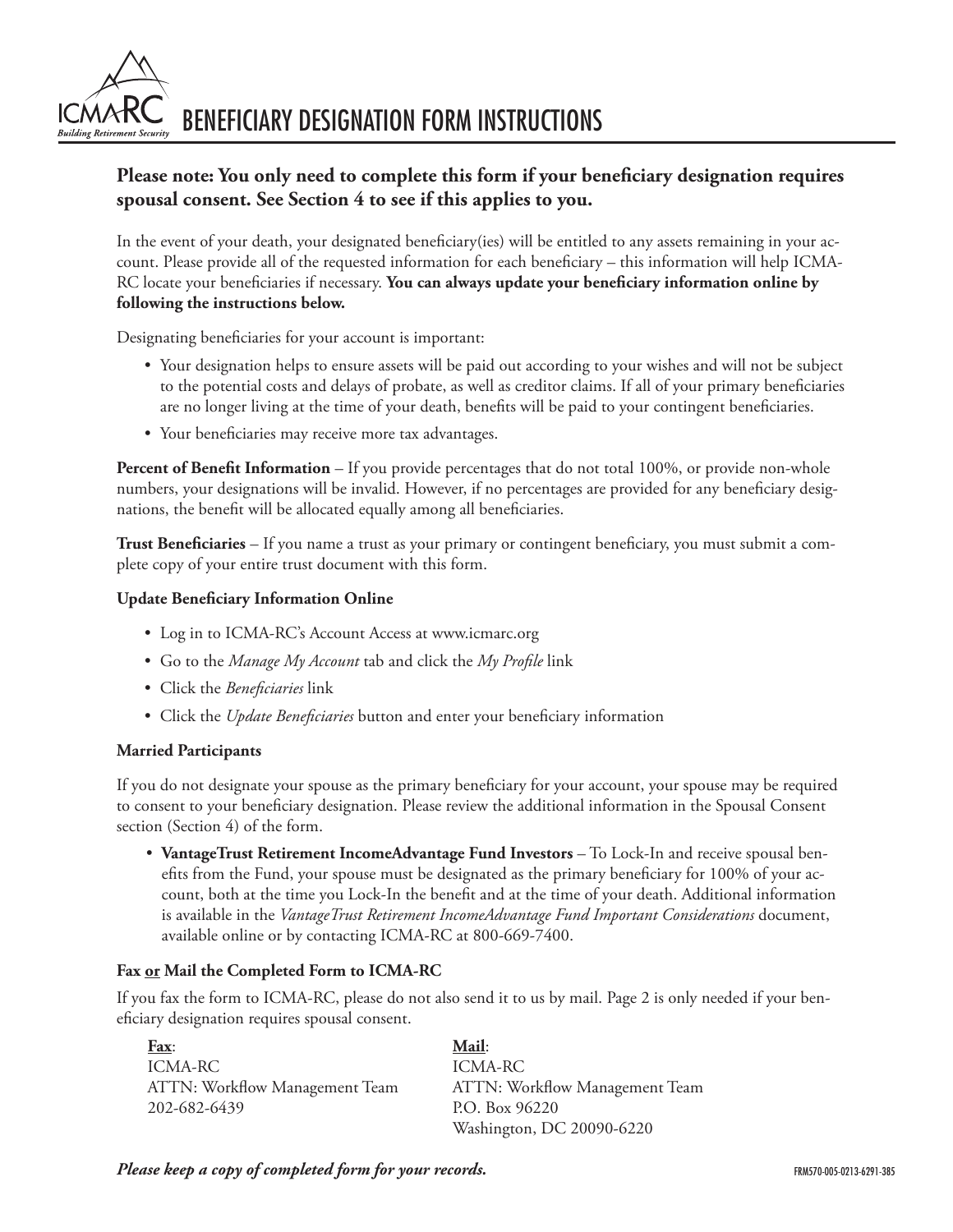# BENEFICIARY DESIGNATION FORM INSTRUCTIONS

ICMA-RC *Building Retirement Security*

**Please note: You only need to complete this form if your beneficiary designation requires spousal consent. See Section 4 to see if this applies to you.**

In the event of your death, your designated beneficiary(ies) will be entitled to any assets remaining in your account. Please provide all of the requested information for each beneficiary – this information will help ICMA-RC locate your beneficiaries if necessary. **You can always update your beneficiary information online by following the instructions below.**

Designating beneficiaries for your account is important:

- Your designation helps to ensure assets will be paid out according to your wishes and will not be subject to the potential costs and delays of probate, as well as creditor claims. If all of your primary beneficiaries are no longer living at the time of your death, benefits will be paid to your contingent beneficiaries.
- Your beneficiaries may receive more tax advantages.

**Percent of Benefit Information** – If you provide percentages that do not total 100%, or provide non-whole numbers, your designations will be invalid. However, if no percentages are provided for any beneficiary designations, the benefit will be allocated equally among all beneficiaries.

**Trust Beneficiaries** – If you name a trust as your primary or contingent beneficiary, you must submit a complete copy of your entire trust document with this form.

**Update Beneficiary Information Online**

- Log in to ICMA-RC's Account Access at www.icmarc.org
- Go to the *Manage My Account* tab and click the *My Profile* link
- Click the *Beneficiaries* link
- Click the *Update Beneficiaries* button and enter your beneficiary information

**Married Participants**

If you do not designate your spouse as the primary beneficiary for your account, your spouse may be required to consent to your beneficiary designation. Please review the additional information in the Spousal Consent section (Section 4) of the form.

- **VantageTrust Retirement IncomeAdvantage Fund Investors** – To Lock-In and receive spousal benefits from the Fund, your spouse must be designated as the primary beneficiary for 100% of your account, both at the time you Lock-In the benefit and at the time of your death. Additional information is available in the *VantageTrust Retirement IncomeAdvantage Fund Important Considerations* document, available online or by contacting ICMA-RC at 800-669-7400.

**Fax or Mail the Completed Form to ICMA-RC**

If you fax the form to ICMA-RC, please do not also send it to us by mail. Page 2 is only needed if your beneficiary designation requires spousal consent.

**Fax**:
ICMA-RC
ATTN: Workflow Management Team
202-682-6439

**Mail**:
ICMA-RC
ATTN: Workflow Management Team
P.O. Box 96220
Washington, DC 20090-6220

***Please keep a copy of completed form for your records.***

FRM570-005-0213-6291-385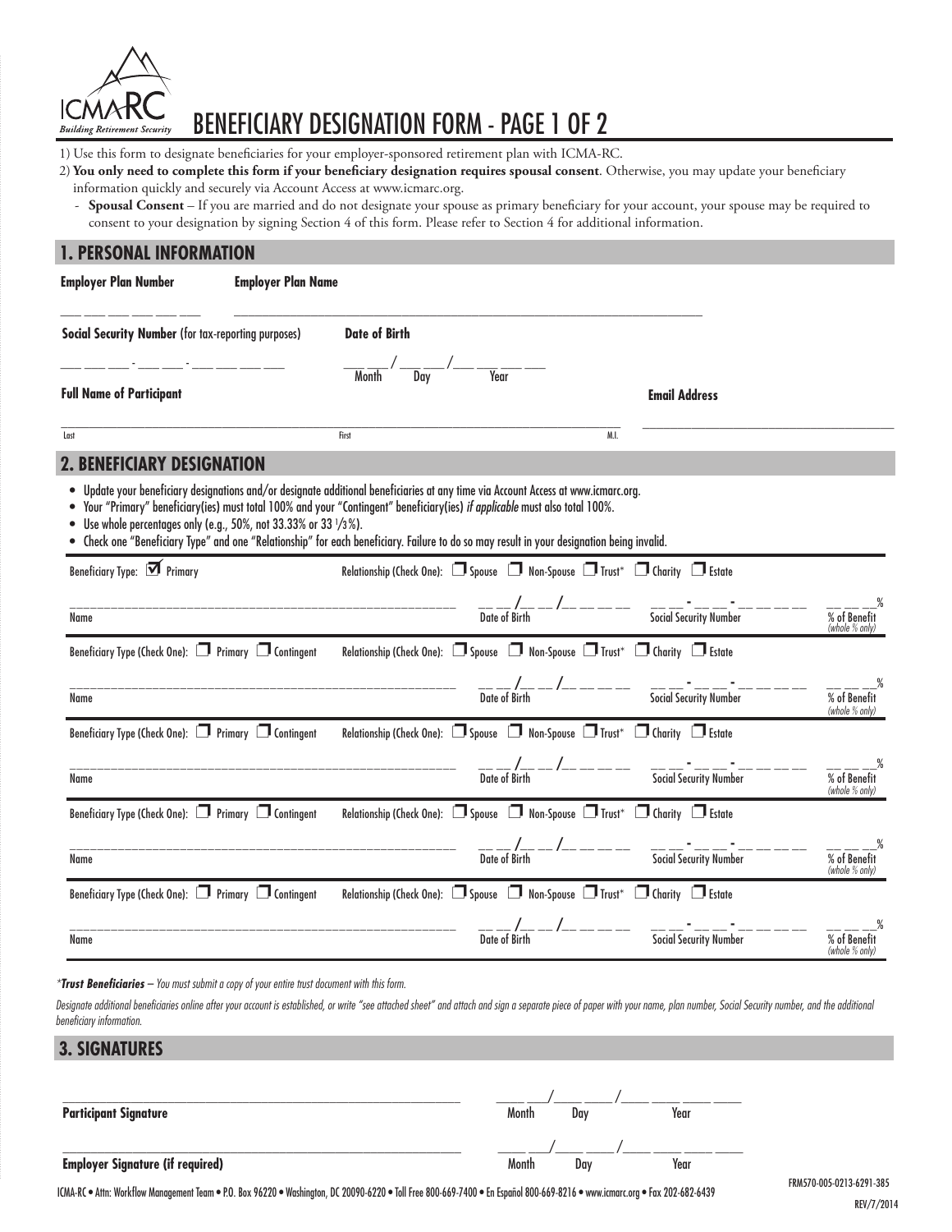# BENEFICIARY DESIGNATION FORM - PAGE 1 OF 2

1) Use this form to designate beneficiaries for your employer-sponsored retirement plan with ICMA-RC.

2) **You only need to complete this form if your beneficiary designation requires spousal consent**. Otherwise, you may update your beneficiary information quickly and securely via Account Access at www.icmarc.org.

- **Spousal Consent** – If you are married and do not designate your spouse as primary beneficiary for your account, your spouse may be required to consent to your designation by signing Section 4 of this form. Please refer to Section 4 for additional information.

## 1. PERSONAL INFORMATION

**Employer Plan Number** ___ ___ ___ ___ ___ ___

**Employer Plan Name** ______________________________

**Social Security Number** (for tax-reporting purposes) ___ ___ ___ - ___ ___ - ___ ___ ___ ___

**Date of Birth** ___ ___ / ___ ___ / ___ ___ ___ ___ (Month / Day / Year)

**Full Name of Participant** ______________________________ (Last / First / M.I.)

**Email Address** ______________________________

## 2. BENEFICIARY DESIGNATION

- Update your beneficiary designations and/or designate additional beneficiaries at any time via Account Access at www.icmarc.org.
- Your "Primary" beneficiary(ies) must total 100% and your "Contingent" beneficiary(ies) *if applicable* must also total 100%.
- Use whole percentages only (e.g., 50%, not 33.33% or 33 1/3%).
- Check one "Beneficiary Type" and one "Relationship" for each beneficiary. Failure to do so may result in your designation being invalid.

Beneficiary Type: ☑ Primary — Relationship (Check One): ☐ Spouse ☐ Non-Spouse ☐ Trust* ☐ Charity ☐ Estate

Name ______________________ Date of Birth __ __/__ __/__ __ __ __ Social Security Number __ __ __-__ __-__ __ __ __ % of Benefit (whole % only) __ __ __%

Beneficiary Type (Check One): ☐ Primary ☐ Contingent — Relationship (Check One): ☐ Spouse ☐ Non-Spouse ☐ Trust* ☐ Charity ☐ Estate

Name ______________________ Date of Birth __ __/__ __/__ __ __ __ Social Security Number __ __ __-__ __-__ __ __ __ % of Benefit (whole % only) __ __ __%

Beneficiary Type (Check One): ☐ Primary ☐ Contingent — Relationship (Check One): ☐ Spouse ☐ Non-Spouse ☐ Trust* ☐ Charity ☐ Estate

Name ______________________ Date of Birth __ __/__ __/__ __ __ __ Social Security Number __ __ __-__ __-__ __ __ __ % of Benefit (whole % only) __ __ __%

Beneficiary Type (Check One): ☐ Primary ☐ Contingent — Relationship (Check One): ☐ Spouse ☐ Non-Spouse ☐ Trust* ☐ Charity ☐ Estate

Name ______________________ Date of Birth __ __/__ __/__ __ __ __ Social Security Number __ __ __-__ __-__ __ __ __ % of Benefit (whole % only) __ __ __%

Beneficiary Type (Check One): ☐ Primary ☐ Contingent — Relationship (Check One): ☐ Spouse ☐ Non-Spouse ☐ Trust* ☐ Charity ☐ Estate

Name ______________________ Date of Birth __ __/__ __/__ __ __ __ Social Security Number __ __ __-__ __-__ __ __ __ % of Benefit (whole % only) __ __ __%

**\*Trust Beneficiaries** – *You must submit a copy of your entire trust document with this form.*

*Designate additional beneficiaries online after your account is established, or write "see attached sheet" and attach and sign a separate piece of paper with your name, plan number, Social Security number, and the additional beneficiary information.*

## 3. SIGNATURES

**Participant Signature** ______________________________ ____/____/________ (Month / Day / Year)

**Employer Signature (if required)** ______________________________ ____/____/________ (Month / Day / Year)

ICMA-RC • Attn: Workflow Management Team • P.O. Box 96220 • Washington, DC 20090-6220 • Toll Free 800-669-7400 • En Español 800-669-8216 • www.icmarc.org • Fax 202-682-6439

FRM570-005-0213-6291-385
REV/7/2014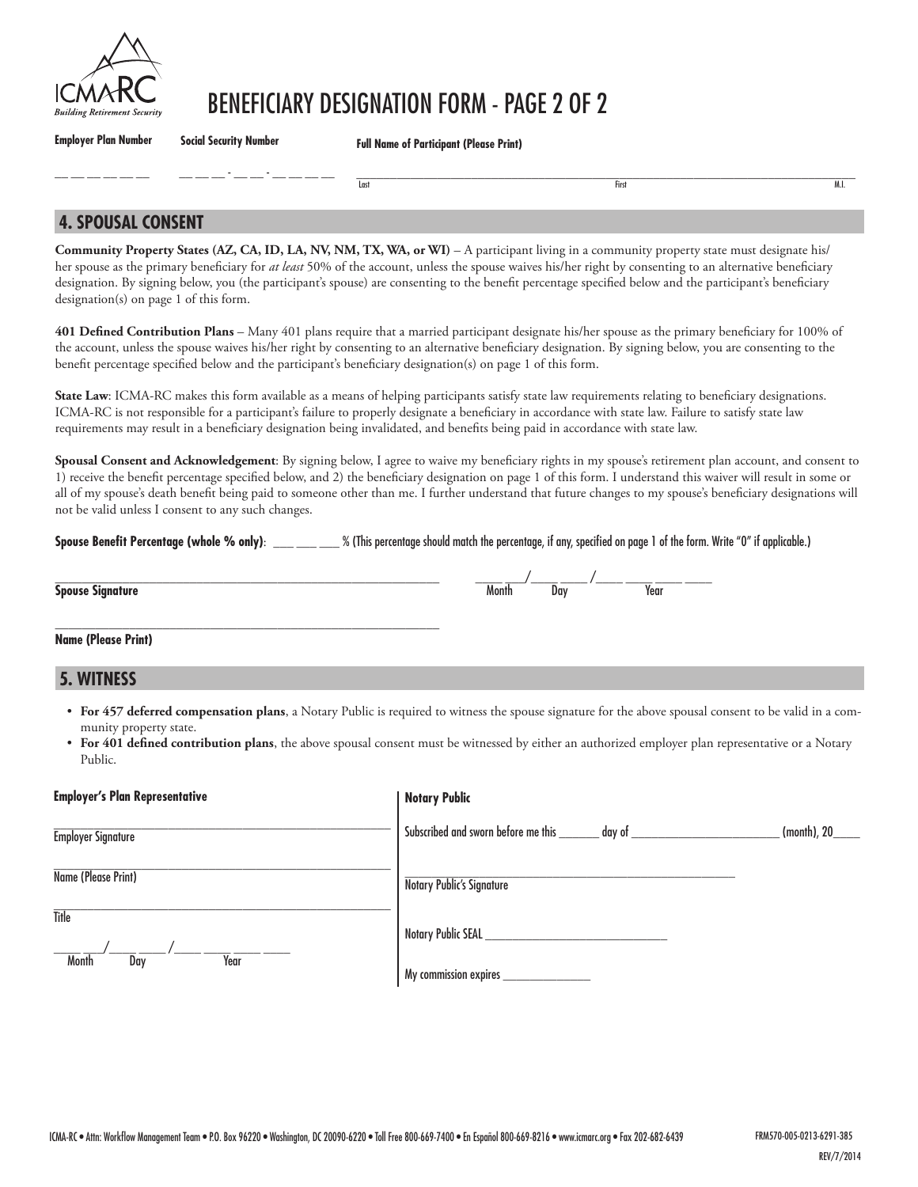# BENEFICIARY DESIGNATION FORM - PAGE 2 OF 2

**Employer Plan Number** __ __ __ __ __ __

**Social Security Number** __ __ __ - __ __ - __ __ __ __

**Full Name of Participant (Please Print)** ______________________________

Last First M.I.

## 4. SPOUSAL CONSENT

**Community Property States (AZ, CA, ID, LA, NV, NM, TX, WA, or WI)** – A participant living in a community property state must designate his/her spouse as the primary beneficiary for *at least* 50% of the account, unless the spouse waives his/her right by consenting to an alternative beneficiary designation. By signing below, you (the participant's spouse) are consenting to the benefit percentage specified below and the participant's beneficiary designation(s) on page 1 of this form.

**401 Defined Contribution Plans** – Many 401 plans require that a married participant designate his/her spouse as the primary beneficiary for 100% of the account, unless the spouse waives his/her right by consenting to an alternative beneficiary designation. By signing below, you are consenting to the benefit percentage specified below and the participant's beneficiary designation(s) on page 1 of this form.

**State Law**: ICMA-RC makes this form available as a means of helping participants satisfy state law requirements relating to beneficiary designations. ICMA-RC is not responsible for a participant's failure to properly designate a beneficiary in accordance with state law. Failure to satisfy state law requirements may result in a beneficiary designation being invalidated, and benefits being paid in accordance with state law.

**Spousal Consent and Acknowledgement**: By signing below, I agree to waive my beneficiary rights in my spouse's retirement plan account, and consent to 1) receive the benefit percentage specified below, and 2) the beneficiary designation on page 1 of this form. I understand this waiver will result in some or all of my spouse's death benefit being paid to someone other than me. I further understand that future changes to my spouse's beneficiary designations will not be valid unless I consent to any such changes.

**Spouse Benefit Percentage (whole % only)**: ___ ___ ___ % (This percentage should match the percentage, if any, specified on page 1 of the form. Write "0" if applicable.)

______________________________
**Spouse Signature**

___ ___/___ ___/___ ___ ___ ___
Month Day Year

______________________________
**Name (Please Print)**

## 5. WITNESS

- **For 457 deferred compensation plans**, a Notary Public is required to witness the spouse signature for the above spousal consent to be valid in a community property state.
- **For 401 defined contribution plans**, the above spousal consent must be witnessed by either an authorized employer plan representative or a Notary Public.

**Employer's Plan Representative**

______________________________
Employer Signature

______________________________
Name (Please Print)

______________________________
Title

___ ___/___ ___/___ ___ ___ ___
Month Day Year

**Notary Public**

Subscribed and sworn before me this _______ day of ________________________ (month), 20____

______________________________
Notary Public's Signature

Notary Public SEAL ______________________________

My commission expires _______________

ICMA-RC • Attn: Workflow Management Team • P.O. Box 96220 • Washington, DC 20090-6220 • Toll Free 800-669-7400 • En Español 800-669-8216 • www.icmarc.org • Fax 202-682-6439

FRM570-005-0213-6291-385
REV/7/2014